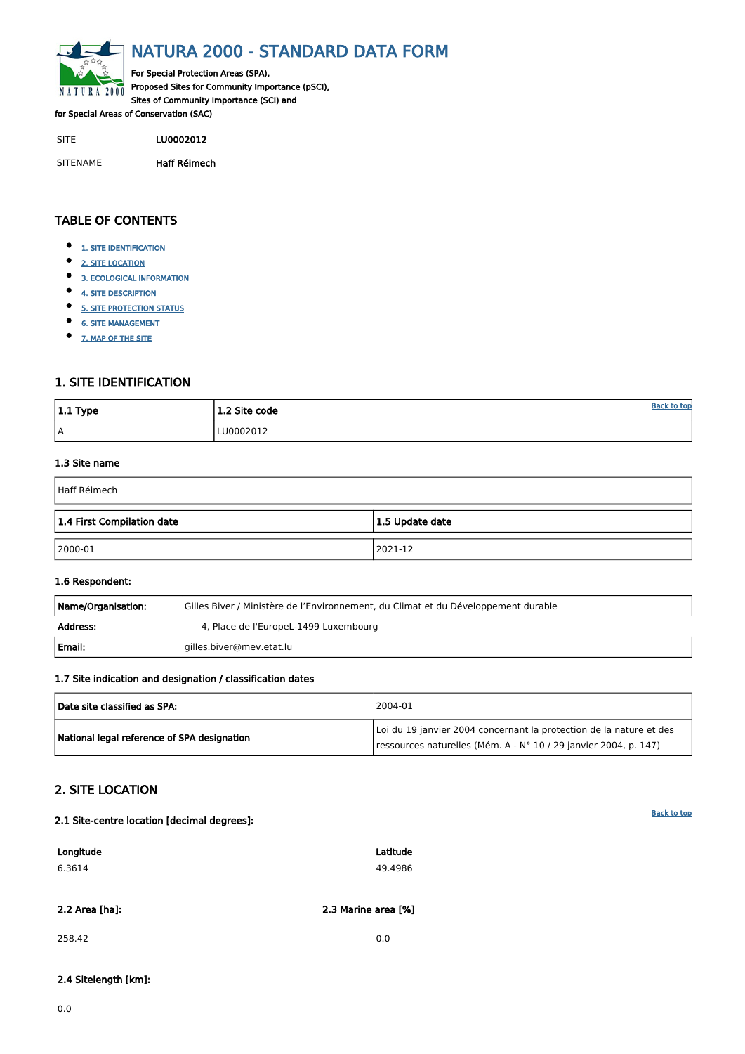# NATURA 2000 - STANDARD DATA FORM

For Special Protection Areas (SPA),
Proposed Sites for Community Importance (pSCI),
Sites of Community Importance (SCI) and
for Special Areas of Conservation (SAC)

SITE LU0002012

SITENAME **Haff Réimech**

## TABLE OF CONTENTS

- 1. SITE IDENTIFICATION
- 2. SITE LOCATION
- 3. ECOLOGICAL INFORMATION
- 4. SITE DESCRIPTION
- 5. SITE PROTECTION STATUS
- 6. SITE MANAGEMENT
- 7. MAP OF THE SITE

## 1. SITE IDENTIFICATION

| 1.1 Type | 1.2 Site code |
|---|---|
| A | LU0002012 |

### 1.3 Site name

Haff Réimech

| 1.4 First Compilation date | 1.5 Update date |
|---|---|
| 2000-01 | 2021-12 |

### 1.6 Respondent:

| | |
|---|---|
| **Name/Organisation:** | Gilles Biver / Ministère de l'Environnement, du Climat et du Développement durable |
| **Address:** | 4, Place de l'EuropeL-1499 Luxembourg |
| **Email:** | gilles.biver@mev.etat.lu |

### 1.7 Site indication and designation / classification dates

| | |
|---|---|
| **Date site classified as SPA:** | 2004-01 |
| **National legal reference of SPA designation** | Loi du 19 janvier 2004 concernant la protection de la nature et des ressources naturelles (Mém. A - N° 10 / 29 janvier 2004, p. 147) |

## 2. SITE LOCATION

### 2.1 Site-centre location [decimal degrees]:

| Longitude | Latitude |
|---|---|
| 6.3614 | 49.4986 |

| 2.2 Area [ha]: | 2.3 Marine area [%] |
|---|---|
| 258.42 | 0.0 |

### 2.4 Sitelength [km]:

0.0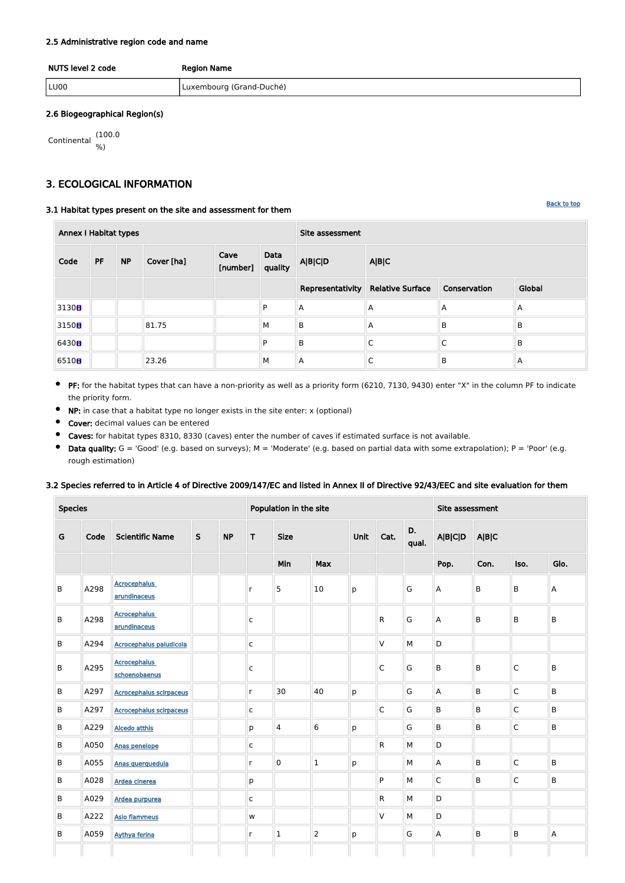#### 2.5 Administrative region code and name

| NUTS level 2 code | Region Name |
|---|---|
| LU00 | Luxembourg (Grand-Duché) |

#### 2.6 Biogeographical Region(s)

Continental (100.0 %)

## 3. ECOLOGICAL INFORMATION

Back to top

#### 3.1 Habitat types present on the site and assessment for them

| Annex I Habitat types | | | | | | Site assessment | | | |
|---|---|---|---|---|---|---|---|---|---|
| Code | PF | NP | Cover [ha] | Cave [number] | Data quality | A\|B\|C\|D | A\|B\|C | | |
| | | | | | | Representativity | Relative Surface | Conservation | Global |
| 3130 | | | | | P | A | A | A | A |
| 3150 | | | 81.75 | | M | B | A | B | B |
| 6430 | | | | | P | B | C | C | B |
| 6510 | | | 23.26 | | M | A | C | B | A |

- **PF:** for the habitat types that can have a non-priority as well as a priority form (6210, 7130, 9430) enter "X" in the column PF to indicate the priority form.
- **NP:** in case that a habitat type no longer exists in the site enter: x (optional)
- **Cover:** decimal values can be entered
- **Caves:** for habitat types 8310, 8330 (caves) enter the number of caves if estimated surface is not available.
- **Data quality:** G = 'Good' (e.g. based on surveys); M = 'Moderate' (e.g. based on partial data with some extrapolation); P = 'Poor' (e.g. rough estimation)

#### 3.2 Species referred to in Article 4 of Directive 2009/147/EC and listed in Annex II of Directive 92/43/EEC and site evaluation for them

| Species | | | | | Population in the site | | | | | | Site assessment | | | |
|---|---|---|---|---|---|---|---|---|---|---|---|---|---|---|
| G | Code | Scientific Name | S | NP | T | Size | | Unit | Cat. | D. qual. | A\|B\|C\|D | A\|B\|C | | |
| | | | | | | Min | Max | | | | Pop. | Con. | Iso. | Glo. |
| B | A298 | Acrocephalus arundinaceus | | | r | 5 | 10 | p | | G | A | B | B | A |
| B | A298 | Acrocephalus arundinaceus | | | c | | | | R | G | A | B | B | B |
| B | A294 | Acrocephalus paludicola | | | c | | | | V | M | D | | | |
| B | A295 | Acrocephalus schoenobaenus | | | c | | | | C | G | B | B | C | B |
| B | A297 | Acrocephalus scirpaceus | | | r | 30 | 40 | p | | G | A | B | C | B |
| B | A297 | Acrocephalus scirpaceus | | | c | | | | C | G | B | B | C | B |
| B | A229 | Alcedo atthis | | | p | 4 | 6 | p | | G | B | B | C | B |
| B | A050 | Anas penelope | | | c | | | | R | M | D | | | |
| B | A055 | Anas querquedula | | | r | 0 | 1 | p | | M | A | B | C | B |
| B | A028 | Ardea cinerea | | | p | | | | P | M | C | B | C | B |
| B | A029 | Ardea purpurea | | | c | | | | R | M | D | | | |
| B | A222 | Asio flammeus | | | w | | | | V | M | D | | | |
| B | A059 | Aythya ferina | | | r | 1 | 2 | p | | G | A | B | B | A |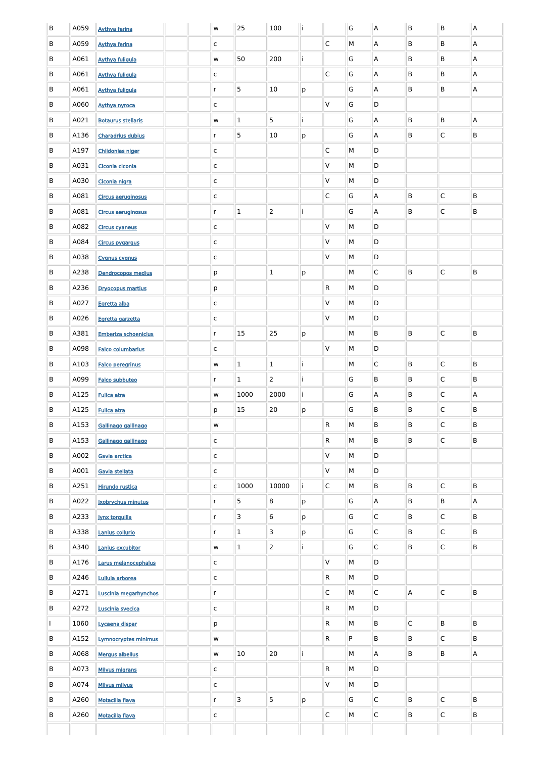| | | | | | | | | | | | | | | | |
|---|---|---|---|---|---|---|---|---|---|---|---|---|---|---|---|
| B | A059 | Aythya ferina | | | w | 25 | 100 | i | | G | A | B | B | A |
| B | A059 | Aythya ferina | | | c | | | | C | M | A | B | B | A |
| B | A061 | Aythya fuligula | | | w | 50 | 200 | i | | G | A | B | B | A |
| B | A061 | Aythya fuligula | | | c | | | | C | G | A | B | B | A |
| B | A061 | Aythya fuligula | | | r | 5 | 10 | p | | G | A | B | B | A |
| B | A060 | Aythya nyroca | | | c | | | | V | G | D | | | |
| B | A021 | Botaurus stellaris | | | w | 1 | 5 | i | | G | A | B | B | A |
| B | A136 | Charadrius dubius | | | r | 5 | 10 | p | | G | A | B | C | B |
| B | A197 | Chlidonias niger | | | c | | | | C | M | D | | | |
| B | A031 | Ciconia ciconia | | | c | | | | V | M | D | | | |
| B | A030 | Ciconia nigra | | | c | | | | V | M | D | | | |
| B | A081 | Circus aeruginosus | | | c | | | | C | G | A | B | C | B |
| B | A081 | Circus aeruginosus | | | r | 1 | 2 | i | | G | A | B | C | B |
| B | A082 | Circus cyaneus | | | c | | | | V | M | D | | | |
| B | A084 | Circus pygargus | | | c | | | | V | M | D | | | |
| B | A038 | Cygnus cygnus | | | c | | | | V | M | D | | | |
| B | A238 | Dendrocopos medius | | | p | | 1 | p | | M | C | B | C | B |
| B | A236 | Dryocopus martius | | | p | | | | R | M | D | | | |
| B | A027 | Egretta alba | | | c | | | | V | M | D | | | |
| B | A026 | Egretta garzetta | | | c | | | | V | M | D | | | |
| B | A381 | Emberiza schoeniclus | | | r | 15 | 25 | p | | M | B | B | C | B |
| B | A098 | Falco columbarius | | | c | | | | V | M | D | | | |
| B | A103 | Falco peregrinus | | | w | 1 | 1 | i | | M | C | B | C | B |
| B | A099 | Falco subbuteo | | | r | 1 | 2 | i | | G | B | B | C | B |
| B | A125 | Fulica atra | | | w | 1000 | 2000 | i | | G | A | B | C | A |
| B | A125 | Fulica atra | | | p | 15 | 20 | p | | G | B | B | C | B |
| B | A153 | Gallinago gallinago | | | w | | | | R | M | B | B | C | B |
| B | A153 | Gallinago gallinago | | | c | | | | R | M | B | B | C | B |
| B | A002 | Gavia arctica | | | c | | | | V | M | D | | | |
| B | A001 | Gavia stellata | | | c | | | | V | M | D | | | |
| B | A251 | Hirundo rustica | | | c | 1000 | 10000 | i | C | M | B | B | C | B |
| B | A022 | Ixobrychus minutus | | | r | 5 | 8 | p | | G | A | B | B | A |
| B | A233 | Jynx torquilla | | | r | 3 | 6 | p | | G | C | B | C | B |
| B | A338 | Lanius collurio | | | r | 1 | 3 | p | | G | C | B | C | B |
| B | A340 | Lanius excubitor | | | w | 1 | 2 | i | | G | C | B | C | B |
| B | A176 | Larus melanocephalus | | | c | | | | V | M | D | | | |
| B | A246 | Lullula arborea | | | c | | | | R | M | D | | | |
| B | A271 | Luscinia megarhynchos | | | r | | | | C | M | C | A | C | B |
| B | A272 | Luscinia svecica | | | c | | | | R | M | D | | | |
| I | 1060 | Lycaena dispar | | | p | | | | R | M | B | C | B | B |
| B | A152 | Lymnocryptes minimus | | | w | | | | R | P | B | B | C | B |
| B | A068 | Mergus albellus | | | w | 10 | 20 | i | | M | A | B | B | A |
| B | A073 | Milvus migrans | | | c | | | | R | M | D | | | |
| B | A074 | Milvus milvus | | | c | | | | V | M | D | | | |
| B | A260 | Motacilla flava | | | r | 3 | 5 | p | | G | C | B | C | B |
| B | A260 | Motacilla flava | | | c | | | | C | M | C | B | C | B |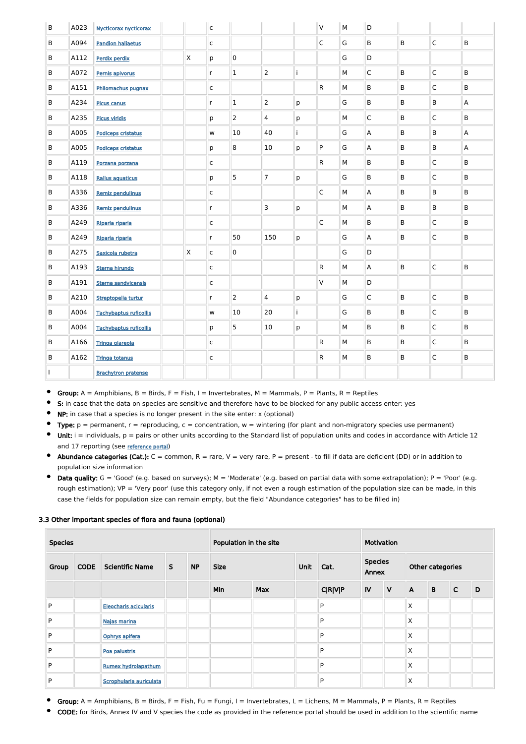| B | A023 | Nycticorax nycticorax | | | c | | | | V | M | D | | | |
|---|---|---|---|---|---|---|---|---|---|---|---|---|---|---|
| B | A094 | Pandion haliaetus | | | c | | | | C | G | B | B | C | B |
| B | A112 | Perdix perdix | | X | p | 0 | | | | G | D | | | |
| B | A072 | Pernis apivorus | | | r | 1 | 2 | i | | M | C | B | C | B |
| B | A151 | Philomachus pugnax | | | c | | | | R | M | B | B | C | B |
| B | A234 | Picus canus | | | r | 1 | 2 | p | | G | B | B | B | A |
| B | A235 | Picus viridis | | | p | 2 | 4 | p | | M | C | B | C | B |
| B | A005 | Podiceps cristatus | | | w | 10 | 40 | i | | G | A | B | B | A |
| B | A005 | Podiceps cristatus | | | p | 8 | 10 | p | P | G | A | B | B | A |
| B | A119 | Porzana porzana | | | c | | | | R | M | B | B | C | B |
| B | A118 | Rallus aquaticus | | | p | 5 | 7 | p | | G | B | B | C | B |
| B | A336 | Remiz pendulinus | | | c | | | | C | M | A | B | B | B |
| B | A336 | Remiz pendulinus | | | r | | 3 | p | | M | A | B | B | B |
| B | A249 | Riparia riparia | | | c | | | | C | M | B | B | C | B |
| B | A249 | Riparia riparia | | | r | 50 | 150 | p | | G | A | B | C | B |
| B | A275 | Saxicola rubetra | | X | c | 0 | | | | G | D | | | |
| B | A193 | Sterna hirundo | | | c | | | | R | M | A | B | C | B |
| B | A191 | Sterna sandvicensis | | | c | | | | V | M | D | | | |
| B | A210 | Streptopelia turtur | | | r | 2 | 4 | p | | G | C | B | C | B |
| B | A004 | Tachybaptus ruficollis | | | w | 10 | 20 | i | | G | B | B | C | B |
| B | A004 | Tachybaptus ruficollis | | | p | 5 | 10 | p | | M | B | B | C | B |
| B | A166 | Tringa glareola | | | c | | | | R | M | B | B | C | B |
| B | A162 | Tringa totanus | | | c | | | | R | M | B | B | C | B |
| I | | Brachytron pratense | | | | | | | | | | | | |

- **Group:** A = Amphibians, B = Birds, F = Fish, I = Invertebrates, M = Mammals, P = Plants, R = Reptiles
- **S:** in case that the data on species are sensitive and therefore have to be blocked for any public access enter: yes
- **NP:** in case that a species is no longer present in the site enter: x (optional)
- **Type:** p = permanent, r = reproducing, c = concentration, w = wintering (for plant and non-migratory species use permanent)
- **Unit:** i = individuals, p = pairs or other units according to the Standard list of population units and codes in accordance with Article 12 and 17 reporting (see reference portal)
- **Abundance categories (Cat.):** C = common, R = rare, V = very rare, P = present - to fill if data are deficient (DD) or in addition to population size information
- **Data quality:** G = 'Good' (e.g. based on surveys); M = 'Moderate' (e.g. based on partial data with some extrapolation); P = 'Poor' (e.g. rough estimation); VP = 'Very poor' (use this category only, if not even a rough estimation of the population size can be made, in this case the fields for population size can remain empty, but the field "Abundance categories" has to be filled in)

### 3.3 Other important species of flora and fauna (optional)

| Species | | | | | Population in the site | | | | Motivation | | | | | |
|---|---|---|---|---|---|---|---|---|---|---|---|---|---|---|
| Group | CODE | Scientific Name | S | NP | Size | | Unit | Cat. | Species Annex | | Other categories | | | |
| | | | | | Min | Max | | C\|R\|V\|P | IV | V | A | B | C | D |
| P | | Eleocharis acicularis | | | | | | P | | | X | | | |
| P | | Najas marina | | | | | | P | | | X | | | |
| P | | Ophrys apifera | | | | | | P | | | X | | | |
| P | | Poa palustris | | | | | | P | | | X | | | |
| P | | Rumex hydrolapathum | | | | | | P | | | X | | | |
| P | | Scrophularia auriculata | | | | | | P | | | X | | | |

- **Group:** A = Amphibians, B = Birds, F = Fish, Fu = Fungi, I = Invertebrates, L = Lichens, M = Mammals, P = Plants, R = Reptiles
- **CODE:** for Birds, Annex IV and V species the code as provided in the reference portal should be used in addition to the scientific name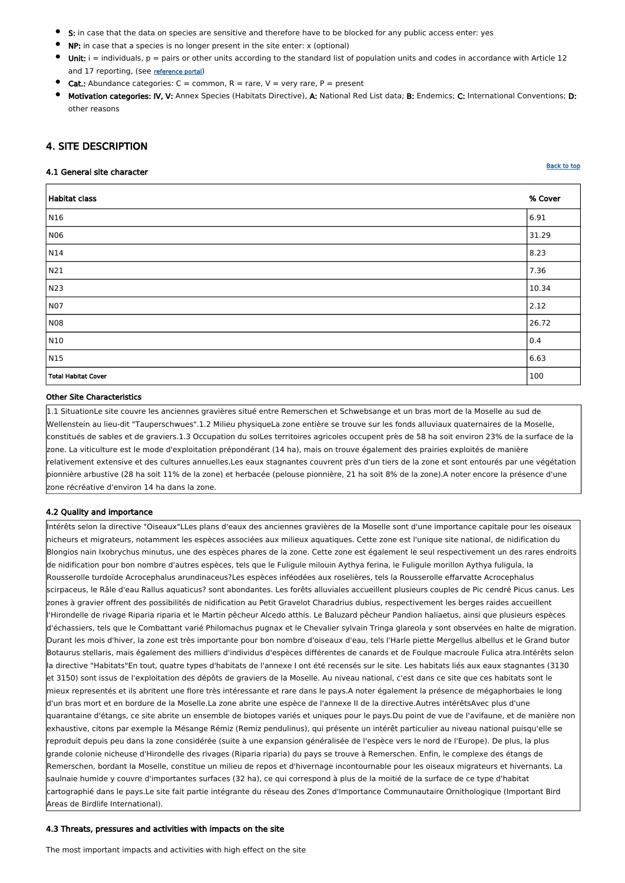- **S:** in case that the data on species are sensitive and therefore have to be blocked for any public access enter: yes
- **NP:** in case that a species is no longer present in the site enter: x (optional)
- **Unit:** i = individuals, p = pairs or other units according to the standard list of population units and codes in accordance with Article 12 and 17 reporting, (see reference portal)
- **Cat.:** Abundance categories: C = common, R = rare, V = very rare, P = present
- **Motivation categories: IV, V:** Annex Species (Habitats Directive), **A:** National Red List data; **B:** Endemics; **C:** International Conventions; **D:** other reasons

## 4. SITE DESCRIPTION

### 4.1 General site character

Back to top

| Habitat class | % Cover |
|---|---|
| N16 | 6.91 |
| N06 | 31.29 |
| N14 | 8.23 |
| N21 | 7.36 |
| N23 | 10.34 |
| N07 | 2.12 |
| N08 | 26.72 |
| N10 | 0.4 |
| N15 | 6.63 |
| Total Habitat Cover | 100 |

**Other Site Characteristics**

1.1 SituationLe site couvre les anciennes gravières situé entre Remerschen et Schwebsange et un bras mort de la Moselle au sud de Wellenstein au lieu-dit "Tauperschwues".1.2 Milieu physiqueLa zone entière se trouve sur les fonds alluviaux quaternaires de la Moselle, constitués de sables et de graviers.1.3 Occupation du solLes territoires agricoles occupent près de 58 ha soit environ 23% de la surface de la zone. La viticulture est le mode d'exploitation prépondérant (14 ha), mais on trouve également des prairies exploités de manière relativement extensive et des cultures annuelles.Les eaux stagnantes couvrent près d'un tiers de la zone et sont entourés par une végétation pionnière arbustive (28 ha soit 11% de la zone) et herbacée (pelouse pionnière, 21 ha soit 8% de la zone).A noter encore la présence d'une zone récréative d'environ 14 ha dans la zone.

### 4.2 Quality and importance

Intérêts selon la directive "Oiseaux"LLes plans d'eaux des anciennes gravières de la Moselle sont d'une importance capitale pour les oiseaux nicheurs et migrateurs, notamment les espèces associées aux milieux aquatiques. Cette zone est l'unique site national, de nidification du Blongios nain Ixobrychus minutus, une des espèces phares de la zone. Cette zone est également le seul respectivement un des rares endroits de nidification pour bon nombre d'autres espèces, tels que le Fuligule milouin Aythya ferina, le Fuligule morillon Aythya fuligula, la Rousserolle turdoïde Acrocephalus arundinaceus?Les espèces inféodées aux roselières, tels la Rousserolle effarvatte Acrocephalus scirpaceus, le Râle d'eau Rallus aquaticus? sont abondantes. Les forêts alluviales accueillent plusieurs couples de Pic cendré Picus canus. Les zones à gravier offrent des possibilités de nidification au Petit Gravelot Charadrius dubius, respectivement les berges raides accueillent l'Hirondelle de rivage Riparia riparia et le Martin pêcheur Alcedo atthis. Le Baluzard pêcheur Pandion haliaetus, ainsi que plusieurs espèces d'échassiers, tels que le Combattant varié Philomachus pugnax et le Chevalier sylvain Tringa glareola y sont observées en halte de migration. Durant les mois d'hiver, la zone est très importante pour bon nombre d'oiseaux d'eau, tels l'Harle piette Mergellus albellus et le Grand butor Botaurus stellaris, mais également des milliers d'individus d'espèces différentes de canards et de Foulque macroule Fulica atra.Intérêts selon la directive "Habitats"En tout, quatre types d'habitats de l'annexe I ont été recensés sur le site. Les habitats liés aux eaux stagnantes (3130 et 3150) sont issus de l'exploitation des dépôts de graviers de la Moselle. Au niveau national, c'est dans ce site que ces habitats sont le mieux representés et ils abritent une flore très intéressante et rare dans le pays.A noter également la présence de mégaphorbaies le long d'un bras mort et en bordure de la Moselle.La zone abrite une espèce de l'annexe II de la directive.Autres intérêtsAvec plus d'une quarantaine d'étangs, ce site abrite un ensemble de biotopes variés et uniques pour le pays.Du point de vue de l'avifaune, et de manière non exhaustive, citons par exemple la Mésange Rémiz (Remiz pendulinus), qui présente un intérêt particulier au niveau national puisqu'elle se reproduit depuis peu dans la zone considérée (suite à une expansion généralisée de l'espèce vers le nord de l'Europe). De plus, la plus grande colonie nicheuse d'Hirondelle des rivages (Riparia riparia) du pays se trouve à Remerschen. Enfin, le complexe des étangs de Remerschen, bordant la Moselle, constitue un milieu de repos et d'hivernage incontournable pour les oiseaux migrateurs et hivernants. La saulnaie humide y couvre d'importantes surfaces (32 ha), ce qui correspond à plus de la moitié de la surface de ce type d'habitat cartographié dans le pays.Le site fait partie intégrante du réseau des Zones d'Importance Communautaire Ornithologique (Important Bird Areas de Birdlife International).

### 4.3 Threats, pressures and activities with impacts on the site

The most important impacts and activities with high effect on the site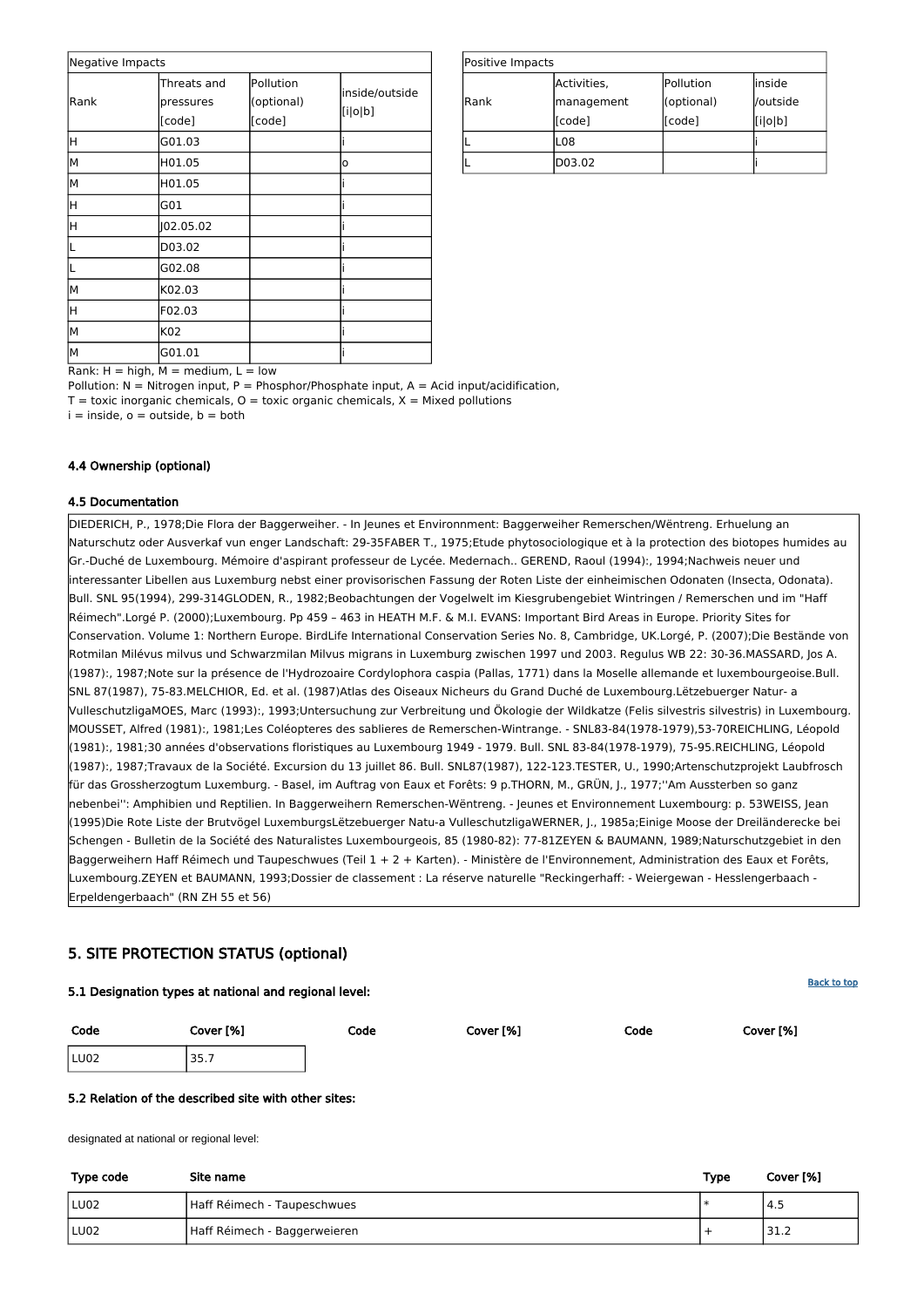| Negative Impacts | | | |
|---|---|---|---|
| Rank | Threats and pressures [code] | Pollution (optional) [code] | inside/outside [i\|o\|b] |
| H | G01.03 | | i |
| M | H01.05 | | o |
| M | H01.05 | | i |
| H | G01 | | i |
| H | J02.05.02 | | i |
| L | D03.02 | | i |
| L | G02.08 | | i |
| M | K02.03 | | i |
| H | F02.03 | | i |
| M | K02 | | i |
| M | G01.01 | | i |

| Positive Impacts | | | |
|---|---|---|---|
| Rank | Activities, management [code] | Pollution (optional) [code] | inside /outside [i\|o\|b] |
| L | L08 | | i |
| L | D03.02 | | i |

Rank: H = high, M = medium, L = low
Pollution: N = Nitrogen input, P = Phosphor/Phosphate input, A = Acid input/acidification,
T = toxic inorganic chemicals, O = toxic organic chemicals, X = Mixed pollutions
i = inside, o = outside, b = both

#### 4.4 Ownership (optional)

#### 4.5 Documentation

DIEDERICH, P., 1978;Die Flora der Baggerweiher. - In Jeunes et Environnment: Baggerweiher Remerschen/Wëntreng. Erhuelung an Naturschutz oder Ausverkaf vun enger Landschaft: 29-35FABER T., 1975;Etude phytosociologique et à la protection des biotopes humides au Gr.-Duché de Luxembourg. Mémoire d'aspirant professeur de Lycée. Medernach.. GEREND, Raoul (1994):, 1994;Nachweis neuer und interessanter Libellen aus Luxemburg nebst einer provisorischen Fassung der Roten Liste der einheimischen Odonaten (Insecta, Odonata). Bull. SNL 95(1994), 299-314GLODEN, R., 1982;Beobachtungen der Vogelwelt im Kiesgrubengebiet Wintringen / Remerschen und im "Haff Réimech".Lorgé P. (2000);Luxembourg. Pp 459 – 463 in HEATH M.F. & M.I. EVANS: Important Bird Areas in Europe. Priority Sites for Conservation. Volume 1: Northern Europe. BirdLife International Conservation Series No. 8, Cambridge, UK.Lorgé, P. (2007);Die Bestände von Rotmilan Milévus milvus und Schwarzmilan Milvus migrans in Luxemburg zwischen 1997 und 2003. Regulus WB 22: 30-36.MASSARD, Jos A. (1987):, 1987;Note sur la présence de l'Hydrozoaire Cordylophora caspia (Pallas, 1771) dans la Moselle allemande et luxembourgeoise.Bull. SNL 87(1987), 75-83.MELCHIOR, Ed. et al. (1987)Atlas des Oiseaux Nicheurs du Grand Duché de Luxembourg.Lëtzebuerger Natur- a VulleschutzligaMOES, Marc (1993):, 1993;Untersuchung zur Verbreitung und Ökologie der Wildkatze (Felis silvestris silvestris) in Luxembourg. MOUSSET, Alfred (1981):, 1981;Les Coléopteres des sablieres de Remerschen-Wintrange. - SNL83-84(1978-1979),53-70REICHLING, Léopold (1981):, 1981;30 années d'observations floristiques au Luxembourg 1949 - 1979. Bull. SNL 83-84(1978-1979), 75-95.REICHLING, Léopold (1987):, 1987;Travaux de la Société. Excursion du 13 juillet 86. Bull. SNL87(1987), 122-123.TESTER, U., 1990;Artenschutzprojekt Laubfrosch für das Grossherzogtum Luxemburg. - Basel, im Auftrag von Eaux et Forêts: 9 p.THORN, M., GRÜN, J., 1977;''Am Aussterben so ganz nebenbei'': Amphibien und Reptilien. In Baggerweihern Remerschen-Wëntreng. - Jeunes et Environnement Luxembourg: p. 53WEISS, Jean (1995)Die Rote Liste der Brutvögel LuxemburgsLëtzebuerger Natu-a VulleschutzligaWERNER, J., 1985a;Einige Moose der Dreiländerecke bei Schengen - Bulletin de la Société des Naturalistes Luxembourgeois, 85 (1980-82): 77-81ZEYEN & BAUMANN, 1989;Naturschutzgebiet in den Baggerweihern Haff Réimech und Taupeschwues (Teil 1 + 2 + Karten). - Ministère de l'Environnement, Administration des Eaux et Forêts, Luxembourg.ZEYEN et BAUMANN, 1993;Dossier de classement : La réserve naturelle "Reckingerhaff: - Weiergewan - Hesslengerbaach - Erpeldengerbaach" (RN ZH 55 et 56)

## 5. SITE PROTECTION STATUS (optional)

#### 5.1 Designation types at national and regional level:

| Code | Cover [%] | Code | Cover [%] | Code | Cover [%] |
|---|---|---|---|---|---|
| LU02 | 35.7 | | | | |

#### 5.2 Relation of the described site with other sites:

designated at national or regional level:

| Type code | Site name | Type | Cover [%] |
|---|---|---|---|
| LU02 | Haff Réimech - Taupeschwues | * | 4.5 |
| LU02 | Haff Réimech - Baggerweieren | + | 31.2 |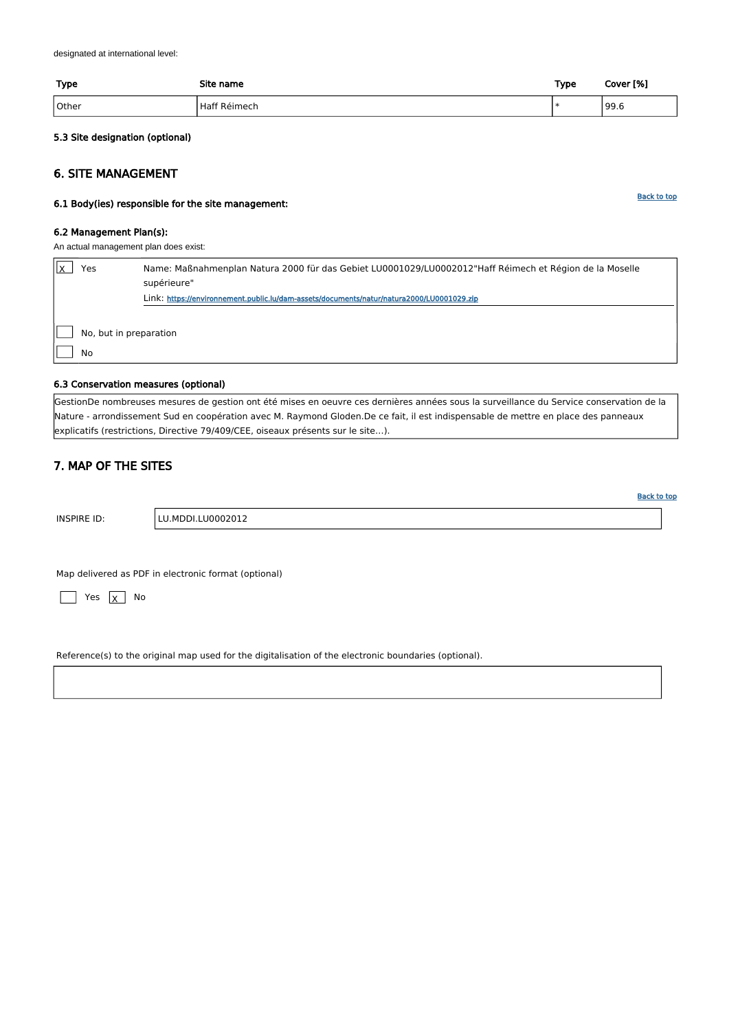designated at international level:

| Type | Site name | Type | Cover [%] |
| --- | --- | --- | --- |
| Other | Haff Réimech | * | 99.6 |

#### 5.3 Site designation (optional)

## 6. SITE MANAGEMENT

Back to top

#### 6.1 Body(ies) responsible for the site management:

#### 6.2 Management Plan(s):

An actual management plan does exist:

| | | |
| --- | --- | --- |
| X | Yes | Name: Maßnahmenplan Natura 2000 für das Gebiet LU0001029/LU0002012"Haff Réimech et Région de la Moselle supérieure"<br>Link: https://environnement.public.lu/dam-assets/documents/natur/natura2000/LU0001029.zip |
| | No, but in preparation | |
| | No | |

#### 6.3 Conservation measures (optional)

GestionDe nombreuses mesures de gestion ont été mises en oeuvre ces dernières années sous la surveillance du Service conservation de la Nature - arrondissement Sud en coopération avec M. Raymond Gloden.De ce fait, il est indispensable de mettre en place des panneaux explicatifs (restrictions, Directive 79/409/CEE, oiseaux présents sur le site...).

## 7. MAP OF THE SITES

Back to top

INSPIRE ID: LU.MDDI.LU0002012

Map delivered as PDF in electronic format (optional)

[ ] Yes [X] No

Reference(s) to the original map used for the digitalisation of the electronic boundaries (optional).